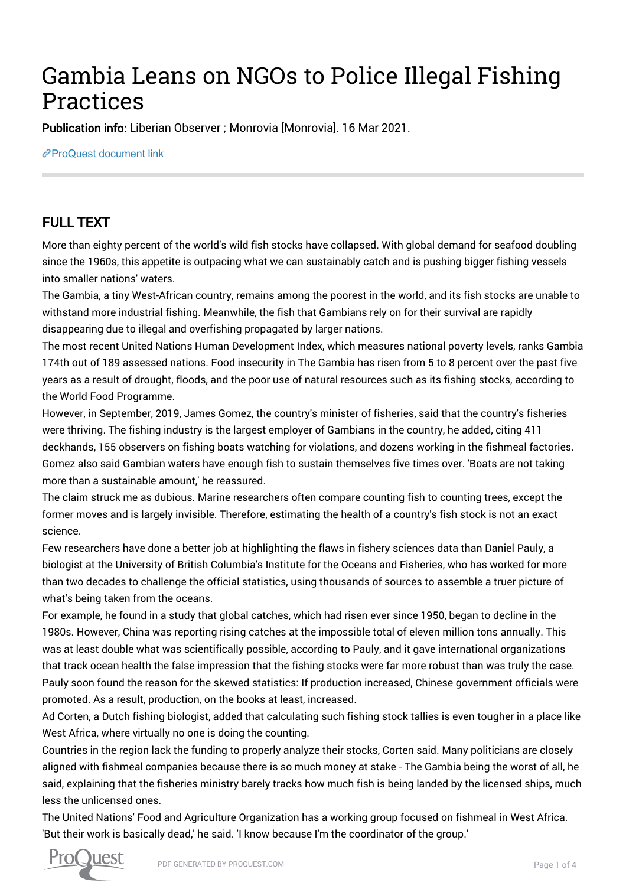# Gambia Leans on NGOs to Police Illegal Fishing Practices

**Publication info:** Liberian Observer ; Monrovia [Monrovia]. 16 Mar 2021.

ProQuest document link

## FULL TEXT

More than eighty percent of the world's wild fish stocks have collapsed. With global demand for seafood doubling since the 1960s, this appetite is outpacing what we can sustainably catch and is pushing bigger fishing vessels into smaller nations' waters.

The Gambia, a tiny West-African country, remains among the poorest in the world, and its fish stocks are unable to withstand more industrial fishing. Meanwhile, the fish that Gambians rely on for their survival are rapidly disappearing due to illegal and overfishing propagated by larger nations.

The most recent United Nations Human Development Index, which measures national poverty levels, ranks Gambia 174th out of 189 assessed nations. Food insecurity in The Gambia has risen from 5 to 8 percent over the past five years as a result of drought, floods, and the poor use of natural resources such as its fishing stocks, according to the World Food Programme.

However, in September, 2019, James Gomez, the country's minister of fisheries, said that the country's fisheries were thriving. The fishing industry is the largest employer of Gambians in the country, he added, citing 411 deckhands, 155 observers on fishing boats watching for violations, and dozens working in the fishmeal factories. Gomez also said Gambian waters have enough fish to sustain themselves five times over. 'Boats are not taking more than a sustainable amount,' he reassured.

The claim struck me as dubious. Marine researchers often compare counting fish to counting trees, except the former moves and is largely invisible. Therefore, estimating the health of a country's fish stock is not an exact science.

Few researchers have done a better job at highlighting the flaws in fishery sciences data than Daniel Pauly, a biologist at the University of British Columbia's Institute for the Oceans and Fisheries, who has worked for more than two decades to challenge the official statistics, using thousands of sources to assemble a truer picture of what's being taken from the oceans.

For example, he found in a study that global catches, which had risen ever since 1950, began to decline in the 1980s. However, China was reporting rising catches at the impossible total of eleven million tons annually. This was at least double what was scientifically possible, according to Pauly, and it gave international organizations that track ocean health the false impression that the fishing stocks were far more robust than was truly the case. Pauly soon found the reason for the skewed statistics: If production increased, Chinese government officials were promoted. As a result, production, on the books at least, increased.

Ad Corten, a Dutch fishing biologist, added that calculating such fishing stock tallies is even tougher in a place like West Africa, where virtually no one is doing the counting.

Countries in the region lack the funding to properly analyze their stocks, Corten said. Many politicians are closely aligned with fishmeal companies because there is so much money at stake - The Gambia being the worst of all, he said, explaining that the fisheries ministry barely tracks how much fish is being landed by the licensed ships, much less the unlicensed ones.

The United Nations' Food and Agriculture Organization has a working group focused on fishmeal in West Africa. 'But their work is basically dead,' he said. 'I know because I'm the coordinator of the group.'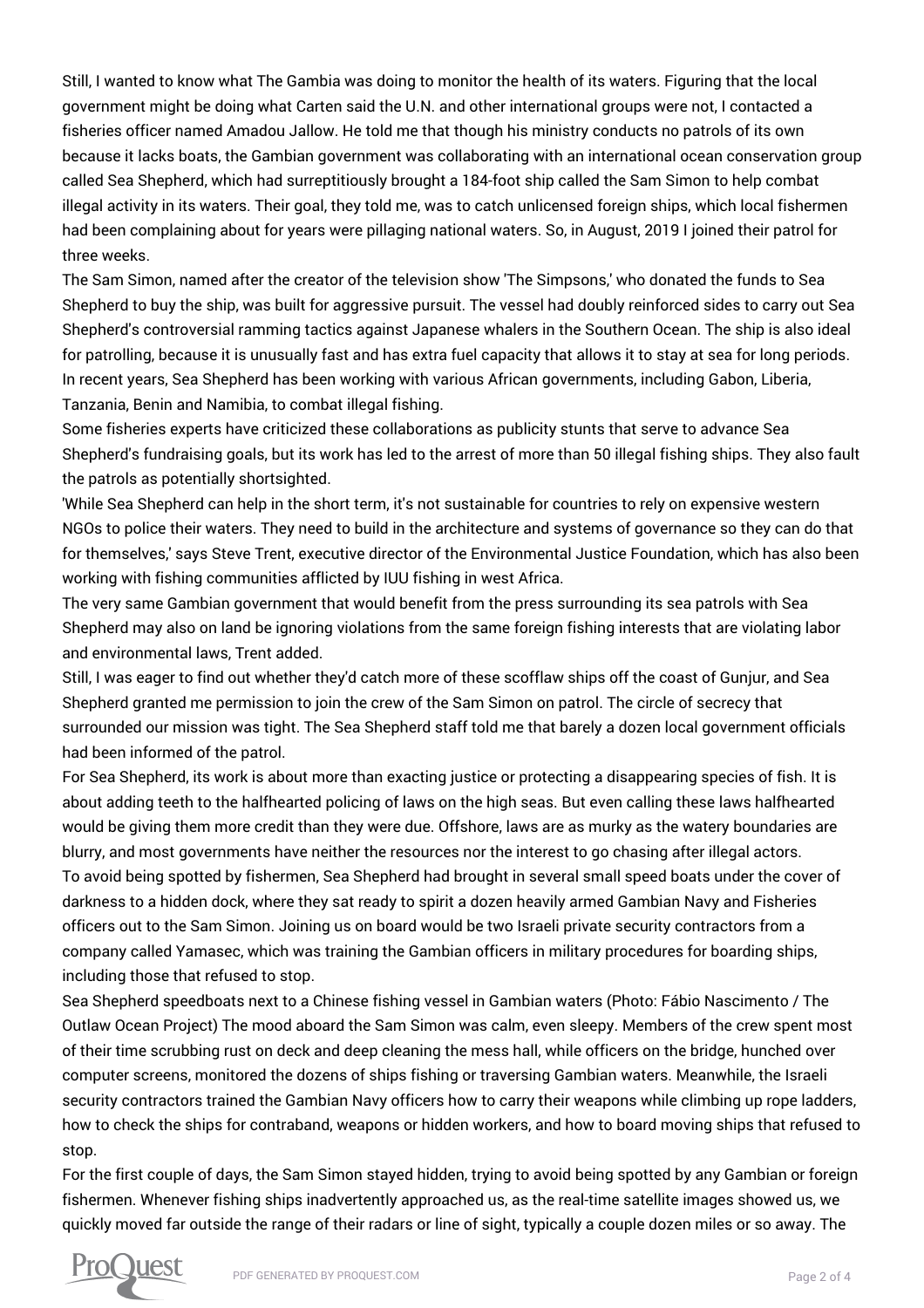Still, I wanted to know what The Gambia was doing to monitor the health of its waters. Figuring that the local government might be doing what Carten said the U.N. and other international groups were not, I contacted a fisheries officer named Amadou Jallow. He told me that though his ministry conducts no patrols of its own because it lacks boats, the Gambian government was collaborating with an international ocean conservation group called Sea Shepherd, which had surreptitiously brought a 184-foot ship called the Sam Simon to help combat illegal activity in its waters. Their goal, they told me, was to catch unlicensed foreign ships, which local fishermen had been complaining about for years were pillaging national waters. So, in August, 2019 I joined their patrol for three weeks.

The Sam Simon, named after the creator of the television show 'The Simpsons,' who donated the funds to Sea Shepherd to buy the ship, was built for aggressive pursuit. The vessel had doubly reinforced sides to carry out Sea Shepherd's controversial ramming tactics against Japanese whalers in the Southern Ocean. The ship is also ideal for patrolling, because it is unusually fast and has extra fuel capacity that allows it to stay at sea for long periods. In recent years, Sea Shepherd has been working with various African governments, including Gabon, Liberia, Tanzania, Benin and Namibia, to combat illegal fishing.

Some fisheries experts have criticized these collaborations as publicity stunts that serve to advance Sea Shepherd's fundraising goals, but its work has led to the arrest of more than 50 illegal fishing ships. They also fault the patrols as potentially shortsighted.

'While Sea Shepherd can help in the short term, it's not sustainable for countries to rely on expensive western NGOs to police their waters. They need to build in the architecture and systems of governance so they can do that for themselves,' says Steve Trent, executive director of the Environmental Justice Foundation, which has also been working with fishing communities afflicted by IUU fishing in west Africa.

The very same Gambian government that would benefit from the press surrounding its sea patrols with Sea Shepherd may also on land be ignoring violations from the same foreign fishing interests that are violating labor and environmental laws, Trent added.

Still, I was eager to find out whether they'd catch more of these scofflaw ships off the coast of Gunjur, and Sea Shepherd granted me permission to join the crew of the Sam Simon on patrol. The circle of secrecy that surrounded our mission was tight. The Sea Shepherd staff told me that barely a dozen local government officials had been informed of the patrol.

For Sea Shepherd, its work is about more than exacting justice or protecting a disappearing species of fish. It is about adding teeth to the halfhearted policing of laws on the high seas. But even calling these laws halfhearted would be giving them more credit than they were due. Offshore, laws are as murky as the watery boundaries are blurry, and most governments have neither the resources nor the interest to go chasing after illegal actors.

To avoid being spotted by fishermen, Sea Shepherd had brought in several small speed boats under the cover of darkness to a hidden dock, where they sat ready to spirit a dozen heavily armed Gambian Navy and Fisheries officers out to the Sam Simon. Joining us on board would be two Israeli private security contractors from a company called Yamasec, which was training the Gambian officers in military procedures for boarding ships, including those that refused to stop.

Sea Shepherd speedboats next to a Chinese fishing vessel in Gambian waters (Photo: Fábio Nascimento / The Outlaw Ocean Project) The mood aboard the Sam Simon was calm, even sleepy. Members of the crew spent most of their time scrubbing rust on deck and deep cleaning the mess hall, while officers on the bridge, hunched over computer screens, monitored the dozens of ships fishing or traversing Gambian waters. Meanwhile, the Israeli security contractors trained the Gambian Navy officers how to carry their weapons while climbing up rope ladders, how to check the ships for contraband, weapons or hidden workers, and how to board moving ships that refused to stop.

For the first couple of days, the Sam Simon stayed hidden, trying to avoid being spotted by any Gambian or foreign fishermen. Whenever fishing ships inadvertently approached us, as the real-time satellite images showed us, we quickly moved far outside the range of their radars or line of sight, typically a couple dozen miles or so away. The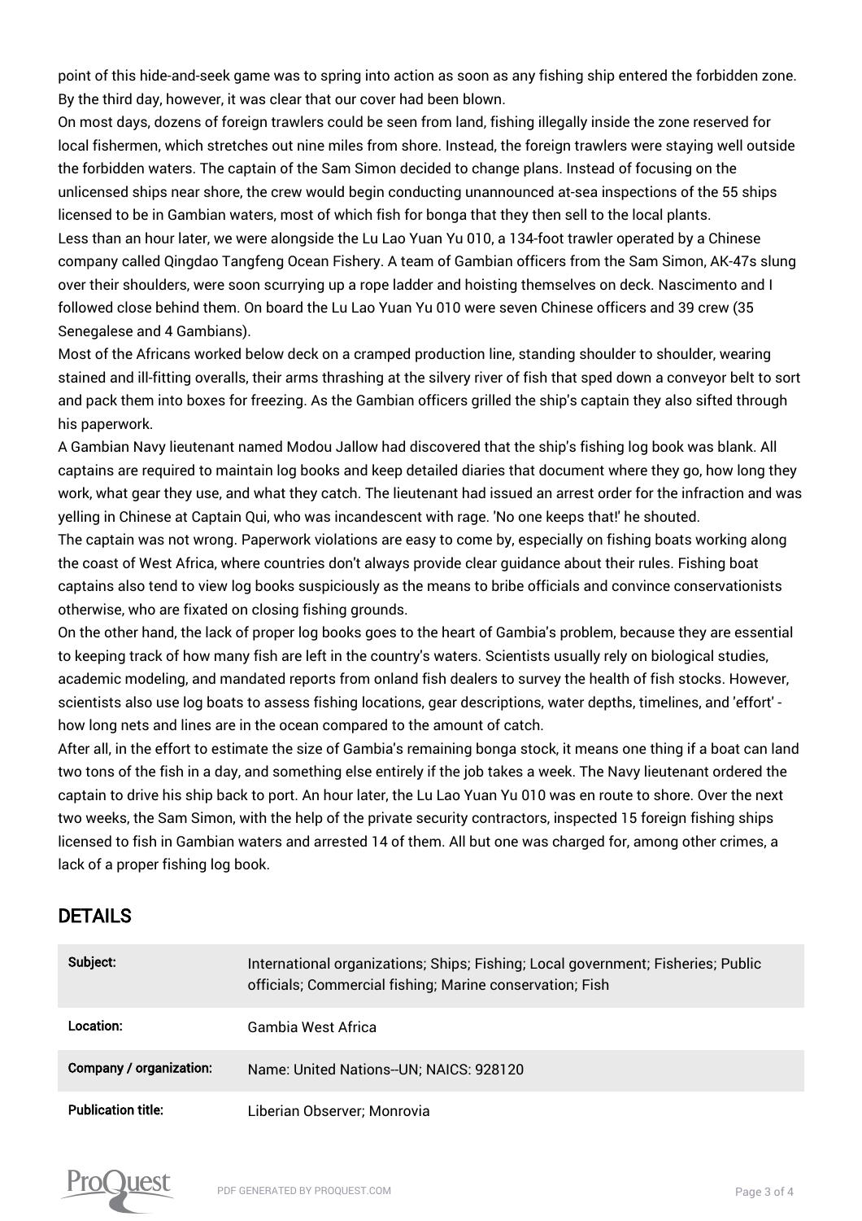point of this hide-and-seek game was to spring into action as soon as any fishing ship entered the forbidden zone. By the third day, however, it was clear that our cover had been blown.

On most days, dozens of foreign trawlers could be seen from land, fishing illegally inside the zone reserved for local fishermen, which stretches out nine miles from shore. Instead, the foreign trawlers were staying well outside the forbidden waters. The captain of the Sam Simon decided to change plans. Instead of focusing on the unlicensed ships near shore, the crew would begin conducting unannounced at-sea inspections of the 55 ships licensed to be in Gambian waters, most of which fish for bonga that they then sell to the local plants.

Less than an hour later, we were alongside the Lu Lao Yuan Yu 010, a 134-foot trawler operated by a Chinese company called Qingdao Tangfeng Ocean Fishery. A team of Gambian officers from the Sam Simon, AK-47s slung over their shoulders, were soon scurrying up a rope ladder and hoisting themselves on deck. Nascimento and I followed close behind them. On board the Lu Lao Yuan Yu 010 were seven Chinese officers and 39 crew (35 Senegalese and 4 Gambians).

Most of the Africans worked below deck on a cramped production line, standing shoulder to shoulder, wearing stained and ill-fitting overalls, their arms thrashing at the silvery river of fish that sped down a conveyor belt to sort and pack them into boxes for freezing. As the Gambian officers grilled the ship's captain they also sifted through his paperwork.

A Gambian Navy lieutenant named Modou Jallow had discovered that the ship's fishing log book was blank. All captains are required to maintain log books and keep detailed diaries that document where they go, how long they work, what gear they use, and what they catch. The lieutenant had issued an arrest order for the infraction and was yelling in Chinese at Captain Qui, who was incandescent with rage. 'No one keeps that!' he shouted.

The captain was not wrong. Paperwork violations are easy to come by, especially on fishing boats working along the coast of West Africa, where countries don't always provide clear guidance about their rules. Fishing boat captains also tend to view log books suspiciously as the means to bribe officials and convince conservationists otherwise, who are fixated on closing fishing grounds.

On the other hand, the lack of proper log books goes to the heart of Gambia's problem, because they are essential to keeping track of how many fish are left in the country's waters. Scientists usually rely on biological studies, academic modeling, and mandated reports from onland fish dealers to survey the health of fish stocks. However, scientists also use log boats to assess fishing locations, gear descriptions, water depths, timelines, and 'effort' - how long nets and lines are in the ocean compared to the amount of catch.

After all, in the effort to estimate the size of Gambia's remaining bonga stock, it means one thing if a boat can land two tons of the fish in a day, and something else entirely if the job takes a week. The Navy lieutenant ordered the captain to drive his ship back to port. An hour later, the Lu Lao Yuan Yu 010 was en route to shore. Over the next two weeks, the Sam Simon, with the help of the private security contractors, inspected 15 foreign fishing ships licensed to fish in Gambian waters and arrested 14 of them. All but one was charged for, among other crimes, a lack of a proper fishing log book.

## DETAILS

| | |
|---|---|
| **Subject:** | International organizations; Ships; Fishing; Local government; Fisheries; Public officials; Commercial fishing; Marine conservation; Fish |
| **Location:** | Gambia West Africa |
| **Company / organization:** | Name: United Nations--UN; NAICS: 928120 |
| **Publication title:** | Liberian Observer; Monrovia |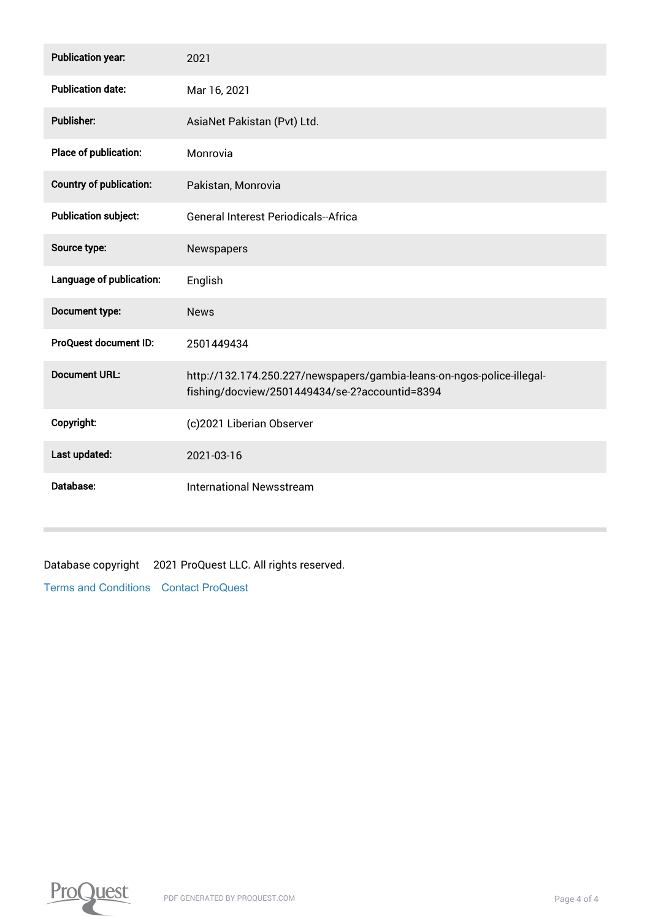| | |
|---|---|
| **Publication year:** | 2021 |
| **Publication date:** | Mar 16, 2021 |
| **Publisher:** | AsiaNet Pakistan (Pvt) Ltd. |
| **Place of publication:** | Monrovia |
| **Country of publication:** | Pakistan, Monrovia |
| **Publication subject:** | General Interest Periodicals--Africa |
| **Source type:** | Newspapers |
| **Language of publication:** | English |
| **Document type:** | News |
| **ProQuest document ID:** | 2501449434 |
| **Document URL:** | http://132.174.250.227/newspapers/gambia-leans-on-ngos-police-illegal-fishing/docview/2501449434/se-2?accountid=8394 |
| **Copyright:** | (c)2021 Liberian Observer |
| **Last updated:** | 2021-03-16 |
| **Database:** | International Newsstream |

Database copyright  2021 ProQuest LLC. All rights reserved.

Terms and Conditions   Contact ProQuest